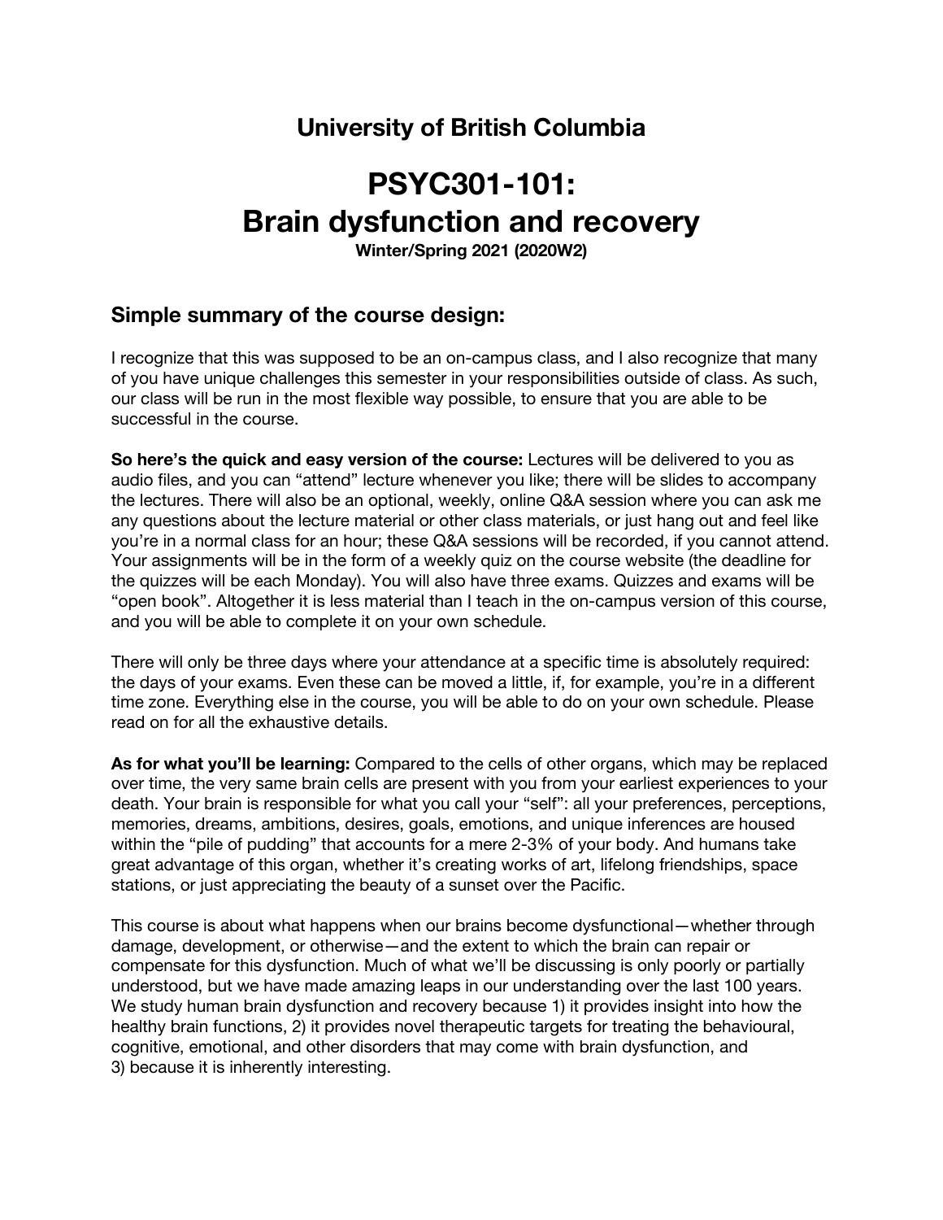## University of British Columbia

# PSYC301-101: Brain dysfunction and recovery

**Winter/Spring 2021 (2020W2)**

### Simple summary of the course design:

I recognize that this was supposed to be an on-campus class, and I also recognize that many of you have unique challenges this semester in your responsibilities outside of class. As such, our class will be run in the most flexible way possible, to ensure that you are able to be successful in the course.

**So here's the quick and easy version of the course:** Lectures will be delivered to you as audio files, and you can "attend" lecture whenever you like; there will be slides to accompany the lectures. There will also be an optional, weekly, online Q&A session where you can ask me any questions about the lecture material or other class materials, or just hang out and feel like you're in a normal class for an hour; these Q&A sessions will be recorded, if you cannot attend. Your assignments will be in the form of a weekly quiz on the course website (the deadline for the quizzes will be each Monday). You will also have three exams. Quizzes and exams will be "open book". Altogether it is less material than I teach in the on-campus version of this course, and you will be able to complete it on your own schedule.

There will only be three days where your attendance at a specific time is absolutely required: the days of your exams. Even these can be moved a little, if, for example, you're in a different time zone. Everything else in the course, you will be able to do on your own schedule. Please read on for all the exhaustive details.

**As for what you'll be learning:** Compared to the cells of other organs, which may be replaced over time, the very same brain cells are present with you from your earliest experiences to your death. Your brain is responsible for what you call your "self": all your preferences, perceptions, memories, dreams, ambitions, desires, goals, emotions, and unique inferences are housed within the "pile of pudding" that accounts for a mere 2-3% of your body. And humans take great advantage of this organ, whether it's creating works of art, lifelong friendships, space stations, or just appreciating the beauty of a sunset over the Pacific.

This course is about what happens when our brains become dysfunctional—whether through damage, development, or otherwise—and the extent to which the brain can repair or compensate for this dysfunction. Much of what we'll be discussing is only poorly or partially understood, but we have made amazing leaps in our understanding over the last 100 years. We study human brain dysfunction and recovery because 1) it provides insight into how the healthy brain functions, 2) it provides novel therapeutic targets for treating the behavioural, cognitive, emotional, and other disorders that may come with brain dysfunction, and 3) because it is inherently interesting.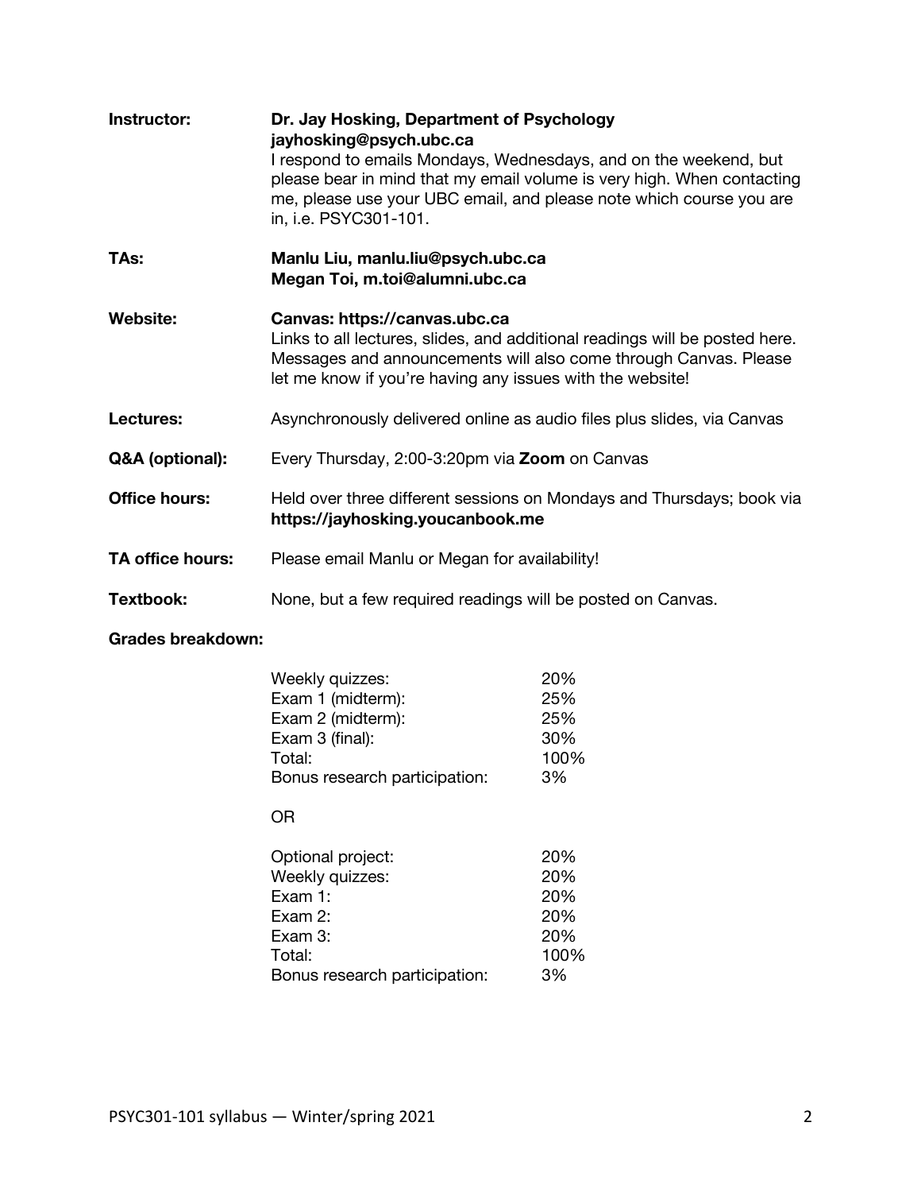**Instructor:** **Dr. Jay Hosking, Department of Psychology**
**jayhosking@psych.ubc.ca**
I respond to emails Mondays, Wednesdays, and on the weekend, but please bear in mind that my email volume is very high. When contacting me, please use your UBC email, and please note which course you are in, i.e. PSYC301-101.

**TAs:** **Manlu Liu, manlu.liu@psych.ubc.ca**
**Megan Toi, m.toi@alumni.ubc.ca**

**Website:** **Canvas: https://canvas.ubc.ca**
Links to all lectures, slides, and additional readings will be posted here. Messages and announcements will also come through Canvas. Please let me know if you're having any issues with the website!

**Lectures:** Asynchronously delivered online as audio files plus slides, via Canvas

**Q&A (optional):** Every Thursday, 2:00-3:20pm via **Zoom** on Canvas

**Office hours:** Held over three different sessions on Mondays and Thursdays; book via **https://jayhosking.youcanbook.me**

**TA office hours:** Please email Manlu or Megan for availability!

**Textbook:** None, but a few required readings will be posted on Canvas.

**Grades breakdown:**

| | |
|---|---|
| Weekly quizzes: | 20% |
| Exam 1 (midterm): | 25% |
| Exam 2 (midterm): | 25% |
| Exam 3 (final): | 30% |
| Total: | 100% |
| Bonus research participation: | 3% |

OR

| | |
|---|---|
| Optional project: | 20% |
| Weekly quizzes: | 20% |
| Exam 1: | 20% |
| Exam 2: | 20% |
| Exam 3: | 20% |
| Total: | 100% |
| Bonus research participation: | 3% |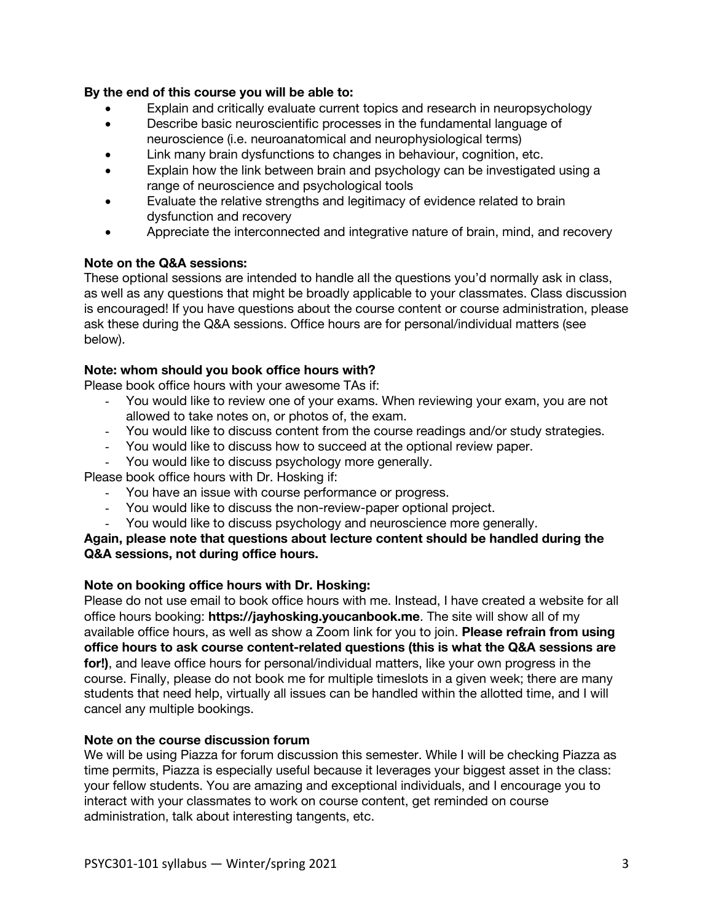**By the end of this course you will be able to:**

- Explain and critically evaluate current topics and research in neuropsychology
- Describe basic neuroscientific processes in the fundamental language of neuroscience (i.e. neuroanatomical and neurophysiological terms)
- Link many brain dysfunctions to changes in behaviour, cognition, etc.
- Explain how the link between brain and psychology can be investigated using a range of neuroscience and psychological tools
- Evaluate the relative strengths and legitimacy of evidence related to brain dysfunction and recovery
- Appreciate the interconnected and integrative nature of brain, mind, and recovery

**Note on the Q&A sessions:**
These optional sessions are intended to handle all the questions you'd normally ask in class, as well as any questions that might be broadly applicable to your classmates. Class discussion is encouraged! If you have questions about the course content or course administration, please ask these during the Q&A sessions. Office hours are for personal/individual matters (see below).

**Note: whom should you book office hours with?**
Please book office hours with your awesome TAs if:

- You would like to review one of your exams. When reviewing your exam, you are not allowed to take notes on, or photos of, the exam.
- You would like to discuss content from the course readings and/or study strategies.
- You would like to discuss how to succeed at the optional review paper.
- You would like to discuss psychology more generally.

Please book office hours with Dr. Hosking if:

- You have an issue with course performance or progress.
- You would like to discuss the non-review-paper optional project.
- You would like to discuss psychology and neuroscience more generally.

**Again, please note that questions about lecture content should be handled during the Q&A sessions, not during office hours.**

**Note on booking office hours with Dr. Hosking:**
Please do not use email to book office hours with me. Instead, I have created a website for all office hours booking: **https://jayhosking.youcanbook.me**. The site will show all of my available office hours, as well as show a Zoom link for you to join. **Please refrain from using office hours to ask course content-related questions (this is what the Q&A sessions are for!)**, and leave office hours for personal/individual matters, like your own progress in the course. Finally, please do not book me for multiple timeslots in a given week; there are many students that need help, virtually all issues can be handled within the allotted time, and I will cancel any multiple bookings.

**Note on the course discussion forum**
We will be using Piazza for forum discussion this semester. While I will be checking Piazza as time permits, Piazza is especially useful because it leverages your biggest asset in the class: your fellow students. You are amazing and exceptional individuals, and I encourage you to interact with your classmates to work on course content, get reminded on course administration, talk about interesting tangents, etc.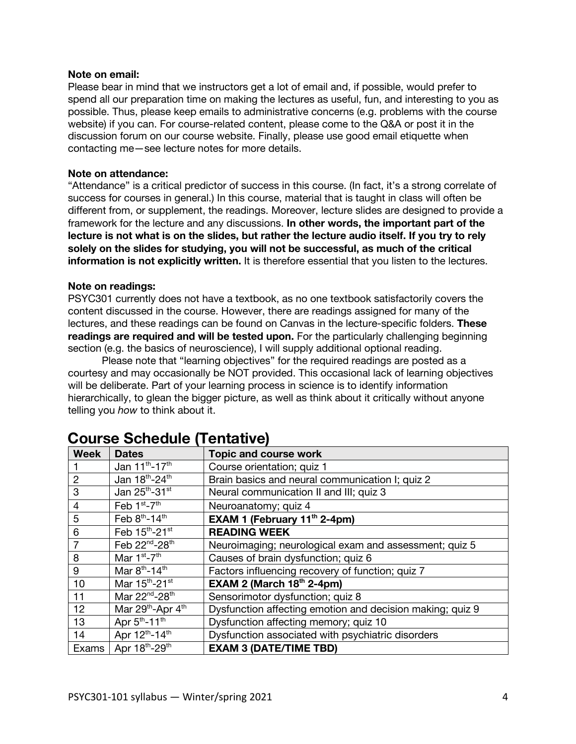**Note on email:**
Please bear in mind that we instructors get a lot of email and, if possible, would prefer to spend all our preparation time on making the lectures as useful, fun, and interesting to you as possible. Thus, please keep emails to administrative concerns (e.g. problems with the course website) if you can. For course-related content, please come to the Q&A or post it in the discussion forum on our course website. Finally, please use good email etiquette when contacting me—see lecture notes for more details.

**Note on attendance:**
"Attendance" is a critical predictor of success in this course. (In fact, it's a strong correlate of success for courses in general.) In this course, material that is taught in class will often be different from, or supplement, the readings. Moreover, lecture slides are designed to provide a framework for the lecture and any discussions. **In other words, the important part of the lecture is not what is on the slides, but rather the lecture audio itself. If you try to rely solely on the slides for studying, you will not be successful, as much of the critical information is not explicitly written.** It is therefore essential that you listen to the lectures.

**Note on readings:**
PSYC301 currently does not have a textbook, as no one textbook satisfactorily covers the content discussed in the course. However, there are readings assigned for many of the lectures, and these readings can be found on Canvas in the lecture-specific folders. **These readings are required and will be tested upon.** For the particularly challenging beginning section (e.g. the basics of neuroscience), I will supply additional optional reading.

Please note that "learning objectives" for the required readings are posted as a courtesy and may occasionally be NOT provided. This occasional lack of learning objectives will be deliberate. Part of your learning process in science is to identify information hierarchically, to glean the bigger picture, as well as think about it critically without anyone telling you *how* to think about it.

## Course Schedule (Tentative)

| Week | Dates | Topic and course work |
|---|---|---|
| 1 | Jan 11th-17th | Course orientation; quiz 1 |
| 2 | Jan 18th-24th | Brain basics and neural communication I; quiz 2 |
| 3 | Jan 25th-31st | Neural communication II and III; quiz 3 |
| 4 | Feb 1st-7th | Neuroanatomy; quiz 4 |
| 5 | Feb 8th-14th | **EXAM 1 (February 11th 2-4pm)** |
| 6 | Feb 15th-21st | **READING WEEK** |
| 7 | Feb 22nd-28th | Neuroimaging; neurological exam and assessment; quiz 5 |
| 8 | Mar 1st-7th | Causes of brain dysfunction; quiz 6 |
| 9 | Mar 8th-14th | Factors influencing recovery of function; quiz 7 |
| 10 | Mar 15th-21st | **EXAM 2 (March 18th 2-4pm)** |
| 11 | Mar 22nd-28th | Sensorimotor dysfunction; quiz 8 |
| 12 | Mar 29th-Apr 4th | Dysfunction affecting emotion and decision making; quiz 9 |
| 13 | Apr 5th-11th | Dysfunction affecting memory; quiz 10 |
| 14 | Apr 12th-14th | Dysfunction associated with psychiatric disorders |
| Exams | Apr 18th-29th | **EXAM 3 (DATE/TIME TBD)** |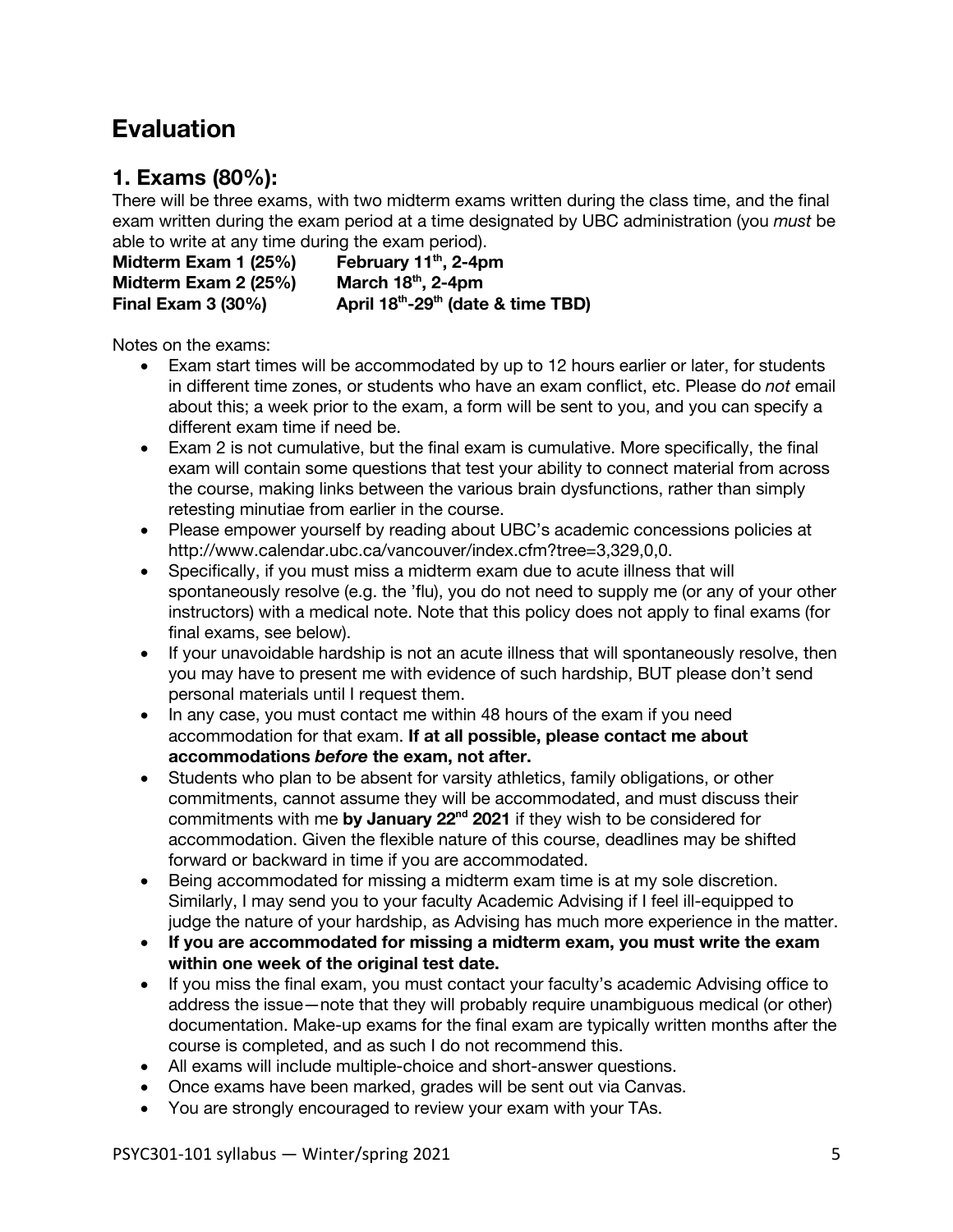# Evaluation

## 1. Exams (80%):

There will be three exams, with two midterm exams written during the class time, and the final exam written during the exam period at a time designated by UBC administration (you *must* be able to write at any time during the exam period).

**Midterm Exam 1 (25%)** **February 11th, 2-4pm**
**Midterm Exam 2 (25%)** **March 18th, 2-4pm**
**Final Exam 3 (30%)** **April 18th-29th (date & time TBD)**

Notes on the exams:

- Exam start times will be accommodated by up to 12 hours earlier or later, for students in different time zones, or students who have an exam conflict, etc. Please do *not* email about this; a week prior to the exam, a form will be sent to you, and you can specify a different exam time if need be.
- Exam 2 is not cumulative, but the final exam is cumulative. More specifically, the final exam will contain some questions that test your ability to connect material from across the course, making links between the various brain dysfunctions, rather than simply retesting minutiae from earlier in the course.
- Please empower yourself by reading about UBC's academic concessions policies at http://www.calendar.ubc.ca/vancouver/index.cfm?tree=3,329,0,0.
- Specifically, if you must miss a midterm exam due to acute illness that will spontaneously resolve (e.g. the 'flu), you do not need to supply me (or any of your other instructors) with a medical note. Note that this policy does not apply to final exams (for final exams, see below).
- If your unavoidable hardship is not an acute illness that will spontaneously resolve, then you may have to present me with evidence of such hardship, BUT please don't send personal materials until I request them.
- In any case, you must contact me within 48 hours of the exam if you need accommodation for that exam. **If at all possible, please contact me about accommodations *before* the exam, not after.**
- Students who plan to be absent for varsity athletics, family obligations, or other commitments, cannot assume they will be accommodated, and must discuss their commitments with me **by January 22nd 2021** if they wish to be considered for accommodation. Given the flexible nature of this course, deadlines may be shifted forward or backward in time if you are accommodated.
- Being accommodated for missing a midterm exam time is at my sole discretion. Similarly, I may send you to your faculty Academic Advising if I feel ill-equipped to judge the nature of your hardship, as Advising has much more experience in the matter.
- **If you are accommodated for missing a midterm exam, you must write the exam within one week of the original test date.**
- If you miss the final exam, you must contact your faculty's academic Advising office to address the issue—note that they will probably require unambiguous medical (or other) documentation. Make-up exams for the final exam are typically written months after the course is completed, and as such I do not recommend this.
- All exams will include multiple-choice and short-answer questions.
- Once exams have been marked, grades will be sent out via Canvas.
- You are strongly encouraged to review your exam with your TAs.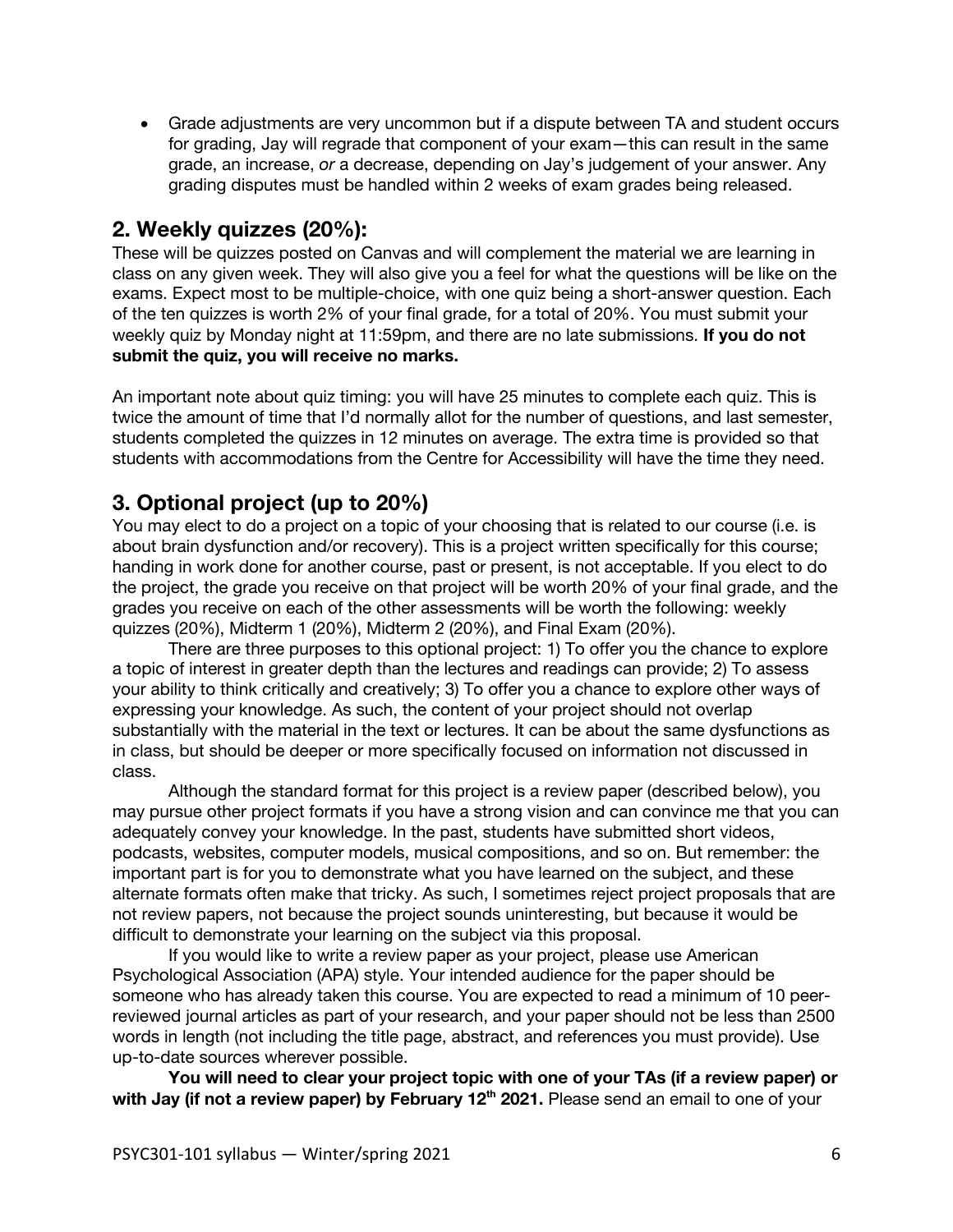- Grade adjustments are very uncommon but if a dispute between TA and student occurs for grading, Jay will regrade that component of your exam—this can result in the same grade, an increase, *or* a decrease, depending on Jay's judgement of your answer. Any grading disputes must be handled within 2 weeks of exam grades being released.

## 2. Weekly quizzes (20%):

These will be quizzes posted on Canvas and will complement the material we are learning in class on any given week. They will also give you a feel for what the questions will be like on the exams. Expect most to be multiple-choice, with one quiz being a short-answer question. Each of the ten quizzes is worth 2% of your final grade, for a total of 20%. You must submit your weekly quiz by Monday night at 11:59pm, and there are no late submissions. **If you do not submit the quiz, you will receive no marks.**

An important note about quiz timing: you will have 25 minutes to complete each quiz. This is twice the amount of time that I'd normally allot for the number of questions, and last semester, students completed the quizzes in 12 minutes on average. The extra time is provided so that students with accommodations from the Centre for Accessibility will have the time they need.

## 3. Optional project (up to 20%)

You may elect to do a project on a topic of your choosing that is related to our course (i.e. is about brain dysfunction and/or recovery). This is a project written specifically for this course; handing in work done for another course, past or present, is not acceptable. If you elect to do the project, the grade you receive on that project will be worth 20% of your final grade, and the grades you receive on each of the other assessments will be worth the following: weekly quizzes (20%), Midterm 1 (20%), Midterm 2 (20%), and Final Exam (20%).

There are three purposes to this optional project: 1) To offer you the chance to explore a topic of interest in greater depth than the lectures and readings can provide; 2) To assess your ability to think critically and creatively; 3) To offer you a chance to explore other ways of expressing your knowledge. As such, the content of your project should not overlap substantially with the material in the text or lectures. It can be about the same dysfunctions as in class, but should be deeper or more specifically focused on information not discussed in class.

Although the standard format for this project is a review paper (described below), you may pursue other project formats if you have a strong vision and can convince me that you can adequately convey your knowledge. In the past, students have submitted short videos, podcasts, websites, computer models, musical compositions, and so on. But remember: the important part is for you to demonstrate what you have learned on the subject, and these alternate formats often make that tricky. As such, I sometimes reject project proposals that are not review papers, not because the project sounds uninteresting, but because it would be difficult to demonstrate your learning on the subject via this proposal.

If you would like to write a review paper as your project, please use American Psychological Association (APA) style. Your intended audience for the paper should be someone who has already taken this course. You are expected to read a minimum of 10 peer-reviewed journal articles as part of your research, and your paper should not be less than 2500 words in length (not including the title page, abstract, and references you must provide). Use up-to-date sources wherever possible.

**You will need to clear your project topic with one of your TAs (if a review paper) or with Jay (if not a review paper) by February 12th 2021.** Please send an email to one of your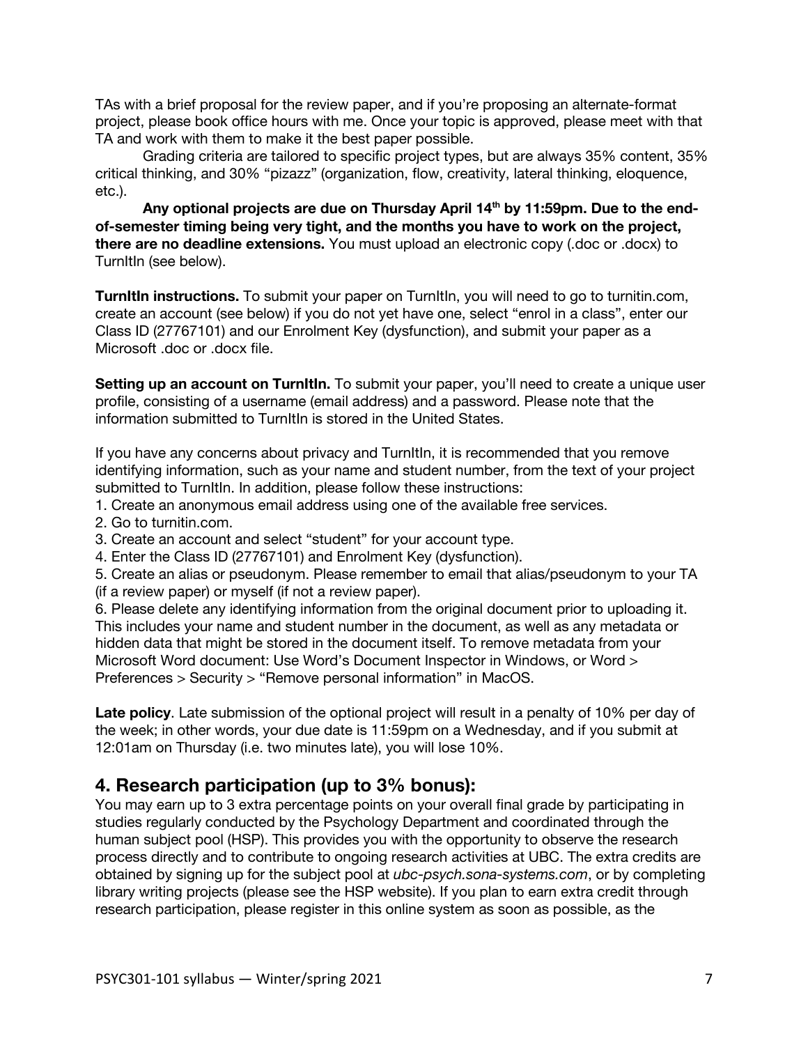TAs with a brief proposal for the review paper, and if you're proposing an alternate-format project, please book office hours with me. Once your topic is approved, please meet with that TA and work with them to make it the best paper possible.

Grading criteria are tailored to specific project types, but are always 35% content, 35% critical thinking, and 30% "pizazz" (organization, flow, creativity, lateral thinking, eloquence, etc.).

**Any optional projects are due on Thursday April 14th by 11:59pm. Due to the end-of-semester timing being very tight, and the months you have to work on the project, there are no deadline extensions.** You must upload an electronic copy (.doc or .docx) to TurnItIn (see below).

**TurnItIn instructions.** To submit your paper on TurnItIn, you will need to go to turnitin.com, create an account (see below) if you do not yet have one, select "enrol in a class", enter our Class ID (27767101) and our Enrolment Key (dysfunction), and submit your paper as a Microsoft .doc or .docx file.

**Setting up an account on TurnItIn.** To submit your paper, you'll need to create a unique user profile, consisting of a username (email address) and a password. Please note that the information submitted to TurnItIn is stored in the United States.

If you have any concerns about privacy and TurnItIn, it is recommended that you remove identifying information, such as your name and student number, from the text of your project submitted to TurnItIn. In addition, please follow these instructions:

1. Create an anonymous email address using one of the available free services.
2. Go to turnitin.com.
3. Create an account and select "student" for your account type.
4. Enter the Class ID (27767101) and Enrolment Key (dysfunction).
5. Create an alias or pseudonym. Please remember to email that alias/pseudonym to your TA (if a review paper) or myself (if not a review paper).
6. Please delete any identifying information from the original document prior to uploading it. This includes your name and student number in the document, as well as any metadata or hidden data that might be stored in the document itself. To remove metadata from your Microsoft Word document: Use Word's Document Inspector in Windows, or Word > Preferences > Security > "Remove personal information" in MacOS.

**Late policy**. Late submission of the optional project will result in a penalty of 10% per day of the week; in other words, your due date is 11:59pm on a Wednesday, and if you submit at 12:01am on Thursday (i.e. two minutes late), you will lose 10%.

## 4. Research participation (up to 3% bonus):

You may earn up to 3 extra percentage points on your overall final grade by participating in studies regularly conducted by the Psychology Department and coordinated through the human subject pool (HSP). This provides you with the opportunity to observe the research process directly and to contribute to ongoing research activities at UBC. The extra credits are obtained by signing up for the subject pool at *ubc-psych.sona-systems.com*, or by completing library writing projects (please see the HSP website). If you plan to earn extra credit through research participation, please register in this online system as soon as possible, as the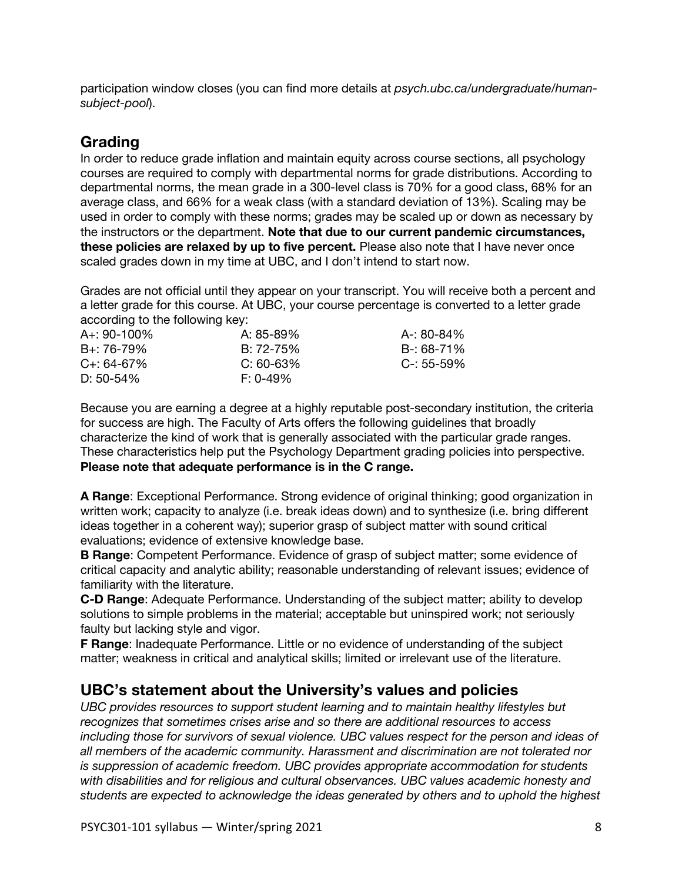participation window closes (you can find more details at *psych.ubc.ca/undergraduate/human-subject-pool*).

## Grading

In order to reduce grade inflation and maintain equity across course sections, all psychology courses are required to comply with departmental norms for grade distributions. According to departmental norms, the mean grade in a 300-level class is 70% for a good class, 68% for an average class, and 66% for a weak class (with a standard deviation of 13%). Scaling may be used in order to comply with these norms; grades may be scaled up or down as necessary by the instructors or the department. **Note that due to our current pandemic circumstances, these policies are relaxed by up to five percent.** Please also note that I have never once scaled grades down in my time at UBC, and I don't intend to start now.

Grades are not official until they appear on your transcript. You will receive both a percent and a letter grade for this course. At UBC, your course percentage is converted to a letter grade according to the following key:

| | | |
|---|---|---|
| A+: 90-100% | A: 85-89% | A-: 80-84% |
| B+: 76-79% | B: 72-75% | B-: 68-71% |
| C+: 64-67% | C: 60-63% | C-: 55-59% |
| D: 50-54% | F: 0-49% | |

Because you are earning a degree at a highly reputable post-secondary institution, the criteria for success are high. The Faculty of Arts offers the following guidelines that broadly characterize the kind of work that is generally associated with the particular grade ranges. These characteristics help put the Psychology Department grading policies into perspective. **Please note that adequate performance is in the C range.**

**A Range**: Exceptional Performance. Strong evidence of original thinking; good organization in written work; capacity to analyze (i.e. break ideas down) and to synthesize (i.e. bring different ideas together in a coherent way); superior grasp of subject matter with sound critical evaluations; evidence of extensive knowledge base.

**B Range**: Competent Performance. Evidence of grasp of subject matter; some evidence of critical capacity and analytic ability; reasonable understanding of relevant issues; evidence of familiarity with the literature.

**C-D Range**: Adequate Performance. Understanding of the subject matter; ability to develop solutions to simple problems in the material; acceptable but uninspired work; not seriously faulty but lacking style and vigor.

**F Range**: Inadequate Performance. Little or no evidence of understanding of the subject matter; weakness in critical and analytical skills; limited or irrelevant use of the literature.

## UBC's statement about the University's values and policies

*UBC provides resources to support student learning and to maintain healthy lifestyles but recognizes that sometimes crises arise and so there are additional resources to access including those for survivors of sexual violence. UBC values respect for the person and ideas of all members of the academic community. Harassment and discrimination are not tolerated nor is suppression of academic freedom. UBC provides appropriate accommodation for students with disabilities and for religious and cultural observances. UBC values academic honesty and students are expected to acknowledge the ideas generated by others and to uphold the highest*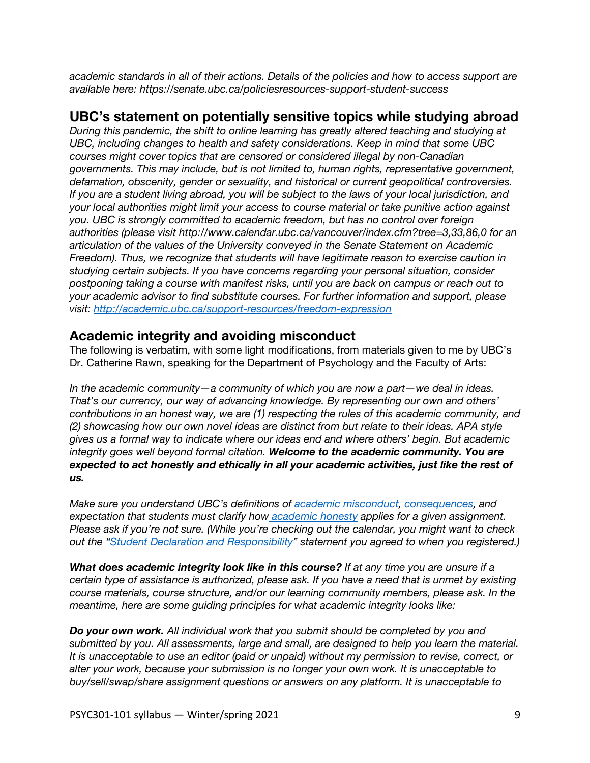*academic standards in all of their actions. Details of the policies and how to access support are available here: https://senate.ubc.ca/policiesresources-support-student-success*

## UBC's statement on potentially sensitive topics while studying abroad

*During this pandemic, the shift to online learning has greatly altered teaching and studying at UBC, including changes to health and safety considerations. Keep in mind that some UBC courses might cover topics that are censored or considered illegal by non-Canadian governments. This may include, but is not limited to, human rights, representative government, defamation, obscenity, gender or sexuality, and historical or current geopolitical controversies. If you are a student living abroad, you will be subject to the laws of your local jurisdiction, and your local authorities might limit your access to course material or take punitive action against you. UBC is strongly committed to academic freedom, but has no control over foreign authorities (please visit http://www.calendar.ubc.ca/vancouver/index.cfm?tree=3,33,86,0 for an articulation of the values of the University conveyed in the Senate Statement on Academic Freedom). Thus, we recognize that students will have legitimate reason to exercise caution in studying certain subjects. If you have concerns regarding your personal situation, consider postponing taking a course with manifest risks, until you are back on campus or reach out to your academic advisor to find substitute courses. For further information and support, please visit: [http://academic.ubc.ca/support-resources/freedom-expression](http://academic.ubc.ca/support-resources/freedom-expression)*

## Academic integrity and avoiding misconduct

The following is verbatim, with some light modifications, from materials given to me by UBC's Dr. Catherine Rawn, speaking for the Department of Psychology and the Faculty of Arts:

*In the academic community—a community of which you are now a part—we deal in ideas. That's our currency, our way of advancing knowledge. By representing our own and others' contributions in an honest way, we are (1) respecting the rules of this academic community, and (2) showcasing how our own novel ideas are distinct from but relate to their ideas. APA style gives us a formal way to indicate where our ideas end and where others' begin. But academic integrity goes well beyond formal citation.* ***Welcome to the academic community. You are expected to act honestly and ethically in all your academic activities, just like the rest of us.***

*Make sure you understand UBC's definitions of academic misconduct, consequences, and expectation that students must clarify how academic honesty applies for a given assignment. Please ask if you're not sure. (While you're checking out the calendar, you might want to check out the "Student Declaration and Responsibility" statement you agreed to when you registered.)*

***What does academic integrity look like in this course?*** *If at any time you are unsure if a certain type of assistance is authorized, please ask. If you have a need that is unmet by existing course materials, course structure, and/or our learning community members, please ask. In the meantime, here are some guiding principles for what academic integrity looks like:*

***Do your own work.*** *All individual work that you submit should be completed by you and submitted by you. All assessments, large and small, are designed to help you learn the material. It is unacceptable to use an editor (paid or unpaid) without my permission to revise, correct, or alter your work, because your submission is no longer your own work. It is unacceptable to buy/sell/swap/share assignment questions or answers on any platform. It is unacceptable to*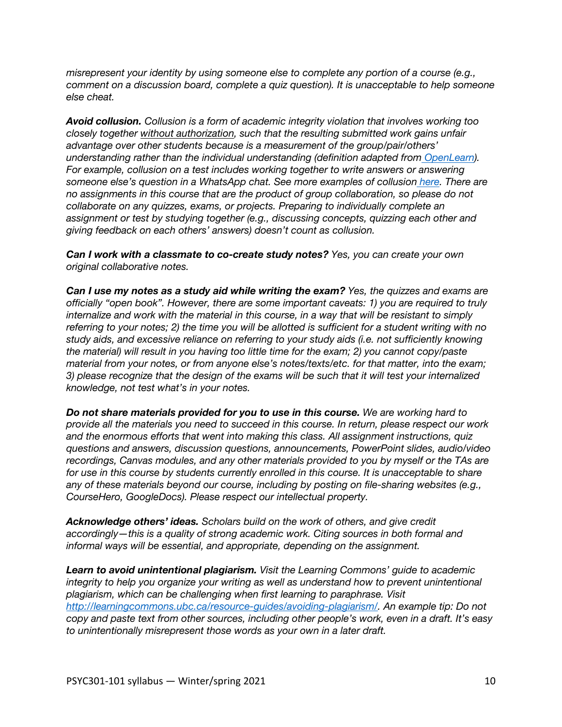*misrepresent your identity by using someone else to complete any portion of a course (e.g., comment on a discussion board, complete a quiz question). It is unacceptable to help someone else cheat.*

***Avoid collusion.*** *Collusion is a form of academic integrity violation that involves working too closely together without authorization, such that the resulting submitted work gains unfair advantage over other students because is a measurement of the group/pair/others' understanding rather than the individual understanding (definition adapted from [OpenLearn]). For example, collusion on a test includes working together to write answers or answering someone else's question in a WhatsApp chat. See more examples of collusion [here]. There are no assignments in this course that are the product of group collaboration, so please do not collaborate on any quizzes, exams, or projects. Preparing to individually complete an assignment or test by studying together (e.g., discussing concepts, quizzing each other and giving feedback on each others' answers) doesn't count as collusion.*

***Can I work with a classmate to co-create study notes?*** *Yes, you can create your own original collaborative notes.*

***Can I use my notes as a study aid while writing the exam?*** *Yes, the quizzes and exams are officially "open book". However, there are some important caveats: 1) you are required to truly internalize and work with the material in this course, in a way that will be resistant to simply referring to your notes; 2) the time you will be allotted is sufficient for a student writing with no study aids, and excessive reliance on referring to your study aids (i.e. not sufficiently knowing the material) will result in you having too little time for the exam; 2) you cannot copy/paste material from your notes, or from anyone else's notes/texts/etc. for that matter, into the exam; 3) please recognize that the design of the exams will be such that it will test your internalized knowledge, not test what's in your notes.*

***Do not share materials provided for you to use in this course.*** *We are working hard to provide all the materials you need to succeed in this course. In return, please respect our work and the enormous efforts that went into making this class. All assignment instructions, quiz questions and answers, discussion questions, announcements, PowerPoint slides, audio/video recordings, Canvas modules, and any other materials provided to you by myself or the TAs are for use in this course by students currently enrolled in this course. It is unacceptable to share any of these materials beyond our course, including by posting on file-sharing websites (e.g., CourseHero, GoogleDocs). Please respect our intellectual property.*

***Acknowledge others' ideas.*** *Scholars build on the work of others, and give credit accordingly—this is a quality of strong academic work. Citing sources in both formal and informal ways will be essential, and appropriate, depending on the assignment.*

***Learn to avoid unintentional plagiarism.*** *Visit the Learning Commons' guide to academic integrity to help you organize your writing as well as understand how to prevent unintentional plagiarism, which can be challenging when first learning to paraphrase. Visit http://learningcommons.ubc.ca/resource-guides/avoiding-plagiarism/. An example tip: Do not copy and paste text from other sources, including other people's work, even in a draft. It's easy to unintentionally misrepresent those words as your own in a later draft.*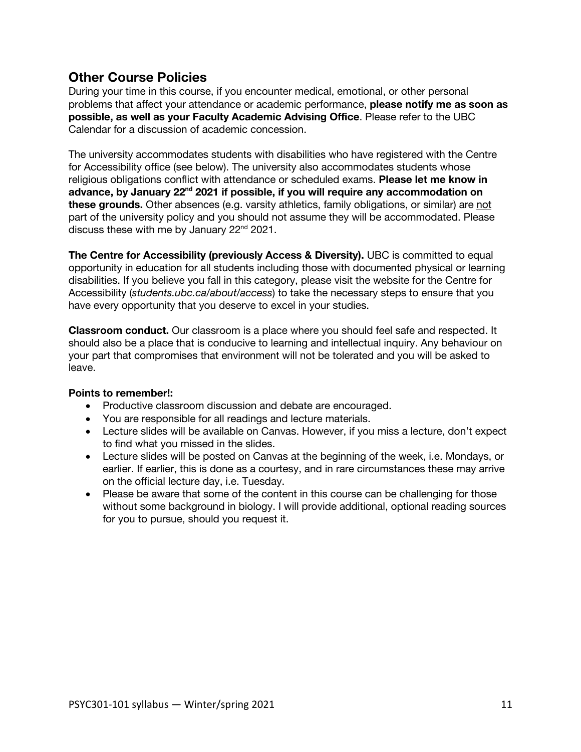## Other Course Policies

During your time in this course, if you encounter medical, emotional, or other personal problems that affect your attendance or academic performance, **please notify me as soon as possible, as well as your Faculty Academic Advising Office**. Please refer to the UBC Calendar for a discussion of academic concession.

The university accommodates students with disabilities who have registered with the Centre for Accessibility office (see below). The university also accommodates students whose religious obligations conflict with attendance or scheduled exams. **Please let me know in advance, by January 22nd 2021 if possible, if you will require any accommodation on these grounds.** Other absences (e.g. varsity athletics, family obligations, or similar) are not part of the university policy and you should not assume they will be accommodated. Please discuss these with me by January 22nd 2021.

**The Centre for Accessibility (previously Access & Diversity).** UBC is committed to equal opportunity in education for all students including those with documented physical or learning disabilities. If you believe you fall in this category, please visit the website for the Centre for Accessibility (*students.ubc.ca/about/access*) to take the necessary steps to ensure that you have every opportunity that you deserve to excel in your studies.

**Classroom conduct.** Our classroom is a place where you should feel safe and respected. It should also be a place that is conducive to learning and intellectual inquiry. Any behaviour on your part that compromises that environment will not be tolerated and you will be asked to leave.

**Points to remember!:**

- Productive classroom discussion and debate are encouraged.
- You are responsible for all readings and lecture materials.
- Lecture slides will be available on Canvas. However, if you miss a lecture, don't expect to find what you missed in the slides.
- Lecture slides will be posted on Canvas at the beginning of the week, i.e. Mondays, or earlier. If earlier, this is done as a courtesy, and in rare circumstances these may arrive on the official lecture day, i.e. Tuesday.
- Please be aware that some of the content in this course can be challenging for those without some background in biology. I will provide additional, optional reading sources for you to pursue, should you request it.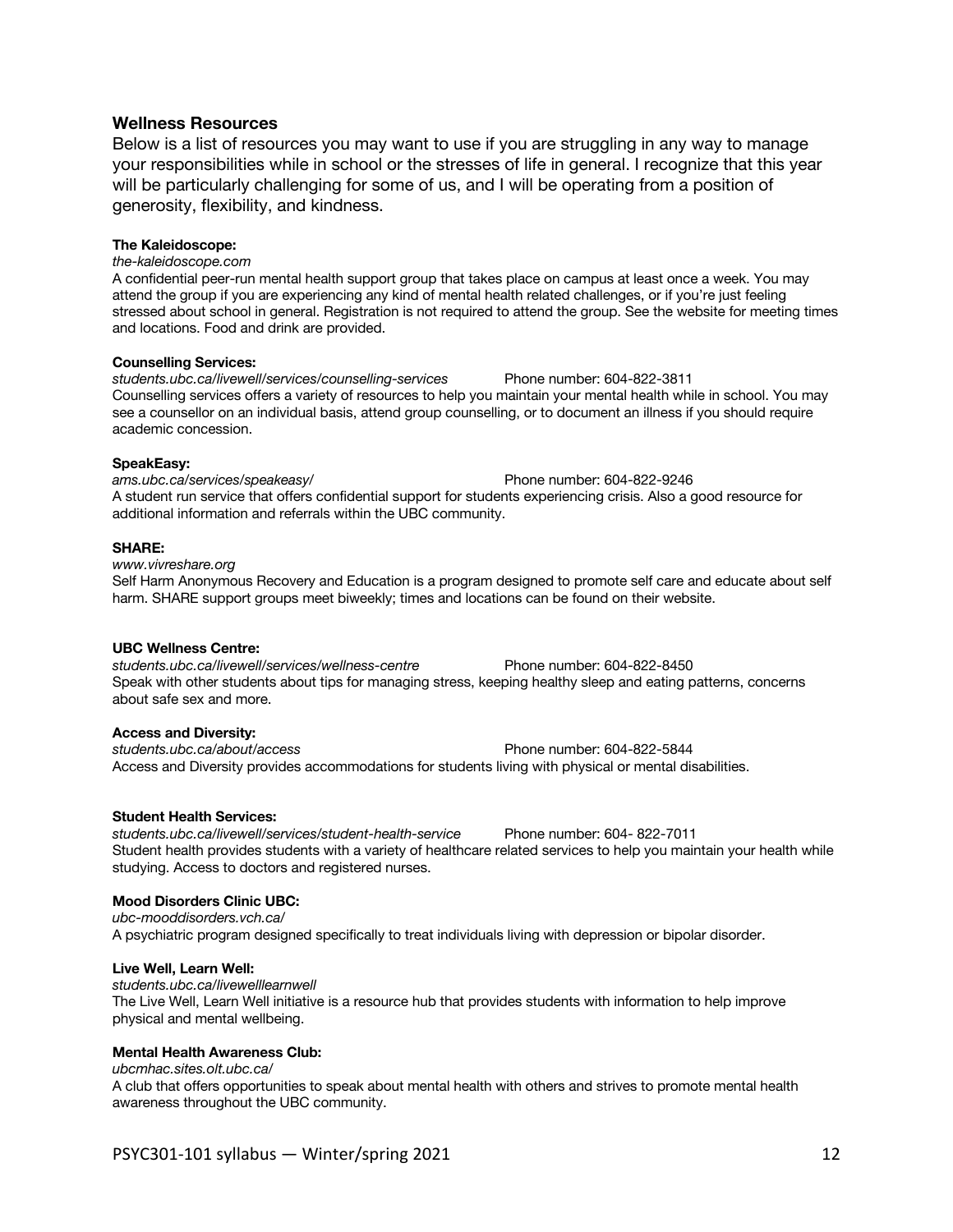## Wellness Resources

Below is a list of resources you may want to use if you are struggling in any way to manage your responsibilities while in school or the stresses of life in general. I recognize that this year will be particularly challenging for some of us, and I will be operating from a position of generosity, flexibility, and kindness.

**The Kaleidoscope:**
*the-kaleidoscope.com*
A confidential peer-run mental health support group that takes place on campus at least once a week. You may attend the group if you are experiencing any kind of mental health related challenges, or if you're just feeling stressed about school in general. Registration is not required to attend the group. See the website for meeting times and locations. Food and drink are provided.

**Counselling Services:**
*students.ubc.ca/livewell/services/counselling-services* Phone number: 604-822-3811
Counselling services offers a variety of resources to help you maintain your mental health while in school. You may see a counsellor on an individual basis, attend group counselling, or to document an illness if you should require academic concession.

**SpeakEasy:**
*ams.ubc.ca/services/speakeasy/* Phone number: 604-822-9246
A student run service that offers confidential support for students experiencing crisis. Also a good resource for additional information and referrals within the UBC community.

**SHARE:**
*www.vivreshare.org*
Self Harm Anonymous Recovery and Education is a program designed to promote self care and educate about self harm. SHARE support groups meet biweekly; times and locations can be found on their website.

**UBC Wellness Centre:**
*students.ubc.ca/livewell/services/wellness-centre* Phone number: 604-822-8450
Speak with other students about tips for managing stress, keeping healthy sleep and eating patterns, concerns about safe sex and more.

**Access and Diversity:**
*students.ubc.ca/about/access* Phone number: 604-822-5844
Access and Diversity provides accommodations for students living with physical or mental disabilities.

**Student Health Services:**
*students.ubc.ca/livewell/services/student-health-service* Phone number: 604- 822-7011
Student health provides students with a variety of healthcare related services to help you maintain your health while studying. Access to doctors and registered nurses.

**Mood Disorders Clinic UBC:**
*ubc-mooddisorders.vch.ca/*
A psychiatric program designed specifically to treat individuals living with depression or bipolar disorder.

**Live Well, Learn Well:**
*students.ubc.ca/livewelllearnwell*
The Live Well, Learn Well initiative is a resource hub that provides students with information to help improve physical and mental wellbeing.

**Mental Health Awareness Club:**
*ubcmhac.sites.olt.ubc.ca/*
A club that offers opportunities to speak about mental health with others and strives to promote mental health awareness throughout the UBC community.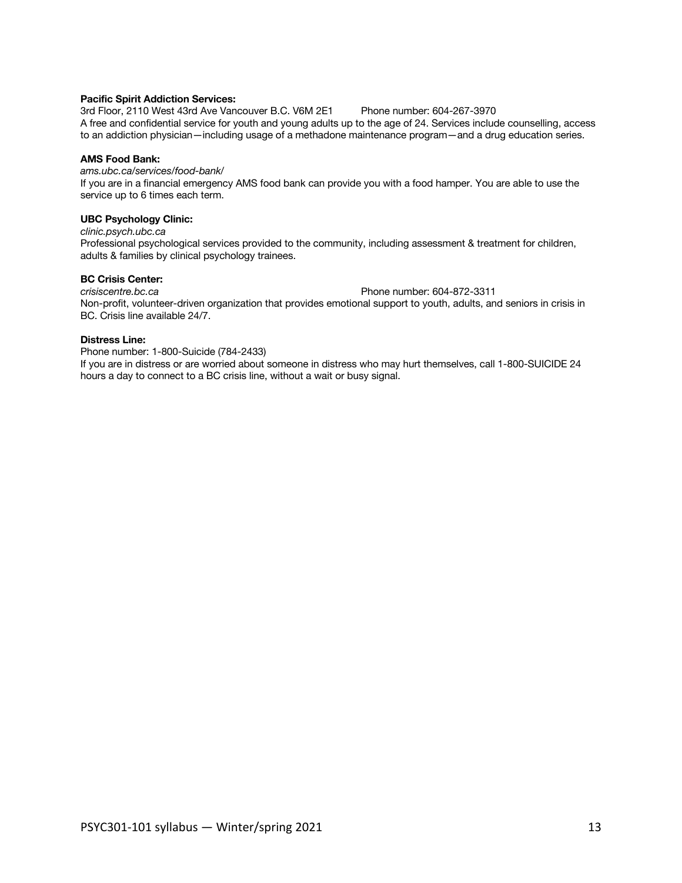**Pacific Spirit Addiction Services:**
3rd Floor, 2110 West 43rd Ave Vancouver B.C. V6M 2E1 Phone number: 604-267-3970
A free and confidential service for youth and young adults up to the age of 24. Services include counselling, access to an addiction physician—including usage of a methadone maintenance program—and a drug education series.

**AMS Food Bank:**
*ams.ubc.ca/services/food-bank/*
If you are in a financial emergency AMS food bank can provide you with a food hamper. You are able to use the service up to 6 times each term.

**UBC Psychology Clinic:**
*clinic.psych.ubc.ca*
Professional psychological services provided to the community, including assessment & treatment for children, adults & families by clinical psychology trainees.

**BC Crisis Center:**
*crisiscentre.bc.ca* Phone number: 604-872-3311
Non-profit, volunteer-driven organization that provides emotional support to youth, adults, and seniors in crisis in BC. Crisis line available 24/7.

**Distress Line:**
Phone number: 1-800-Suicide (784-2433)
If you are in distress or are worried about someone in distress who may hurt themselves, call 1-800-SUICIDE 24 hours a day to connect to a BC crisis line, without a wait or busy signal.